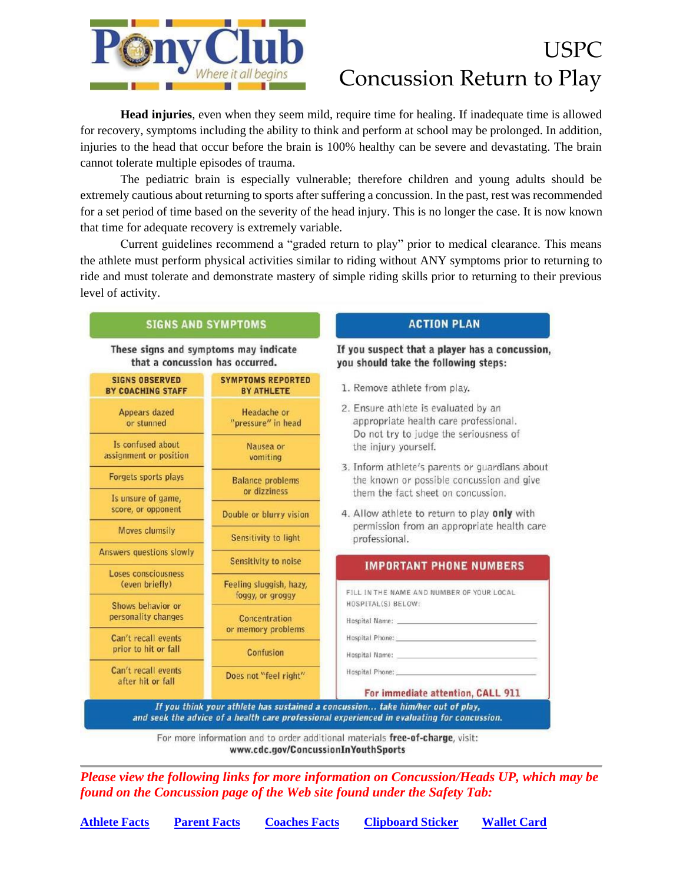# USPC Concussion Return to Play

**Head injuries**, even when they seem mild, require time for healing. If inadequate time is allowed for recovery, symptoms including the ability to think and perform at school may be prolonged. In addition, injuries to the head that occur before the brain is 100% healthy can be severe and devastating. The brain cannot tolerate multiple episodes of trauma.

The pediatric brain is especially vulnerable; therefore children and young adults should be extremely cautious about returning to sports after suffering a concussion. In the past, rest was recommended for a set period of time based on the severity of the head injury. This is no longer the case. It is now known that time for adequate recovery is extremely variable.

Current guidelines recommend a "graded return to play" prior to medical clearance. This means the athlete must perform physical activities similar to riding without ANY symptoms prior to returning to ride and must tolerate and demonstrate mastery of simple riding skills prior to returning to their previous level of activity.

## SIGNS AND SYMPTOMS

These signs and symptoms may indicate that a concussion has occurred.

| SIGNS OBSERVED BY COACHING STAFF | SYMPTOMS REPORTED BY ATHLETE |
|---|---|
| Appears dazed or stunned | Headache or "pressure" in head |
| Is confused about assignment or position | Nausea or vomiting |
| Forgets sports plays | Balance problems or dizziness |
| Is unsure of game, score, or opponent | Double or blurry vision |
| Moves clumsily | Sensitivity to light |
| Answers questions slowly | Sensitivity to noise |
| Loses consciousness (even briefly) | Feeling sluggish, hazy, foggy, or groggy |
| Shows behavior or personality changes | Concentration or memory problems |
| Can't recall events prior to hit or fall | Confusion |
| Can't recall events after hit or fall | Does not "feel right" |

## ACTION PLAN

If you suspect that a player has a concussion, you should take the following steps:

1. Remove athlete from play.
2. Ensure athlete is evaluated by an appropriate health care professional. Do not try to judge the seriousness of the injury yourself.
3. Inform athlete's parents or guardians about the known or possible concussion and give them the fact sheet on concussion.
4. Allow athlete to return to play **only** with permission from an appropriate health care professional.

## IMPORTANT PHONE NUMBERS

FILL IN THE NAME AND NUMBER OF YOUR LOCAL HOSPITAL(S) BELOW:

Hospital Name: ______________________

Hospital Phone: ______________________

Hospital Name: ______________________

Hospital Phone: ______________________

**For immediate attention, CALL 911**

***If you think your athlete has sustained a concussion... take him/her out of play, and seek the advice of a health care professional experienced in evaluating for concussion.***

For more information and to order additional materials **free-of-charge**, visit: **www.cdc.gov/ConcussionInYouthSports**

---

***Please view the following links for more information on Concussion/Heads UP, which may be found on the Concussion page of the Web site found under the Safety Tab:***

**Athlete Facts** **Parent Facts** **Coaches Facts** **Clipboard Sticker** **Wallet Card**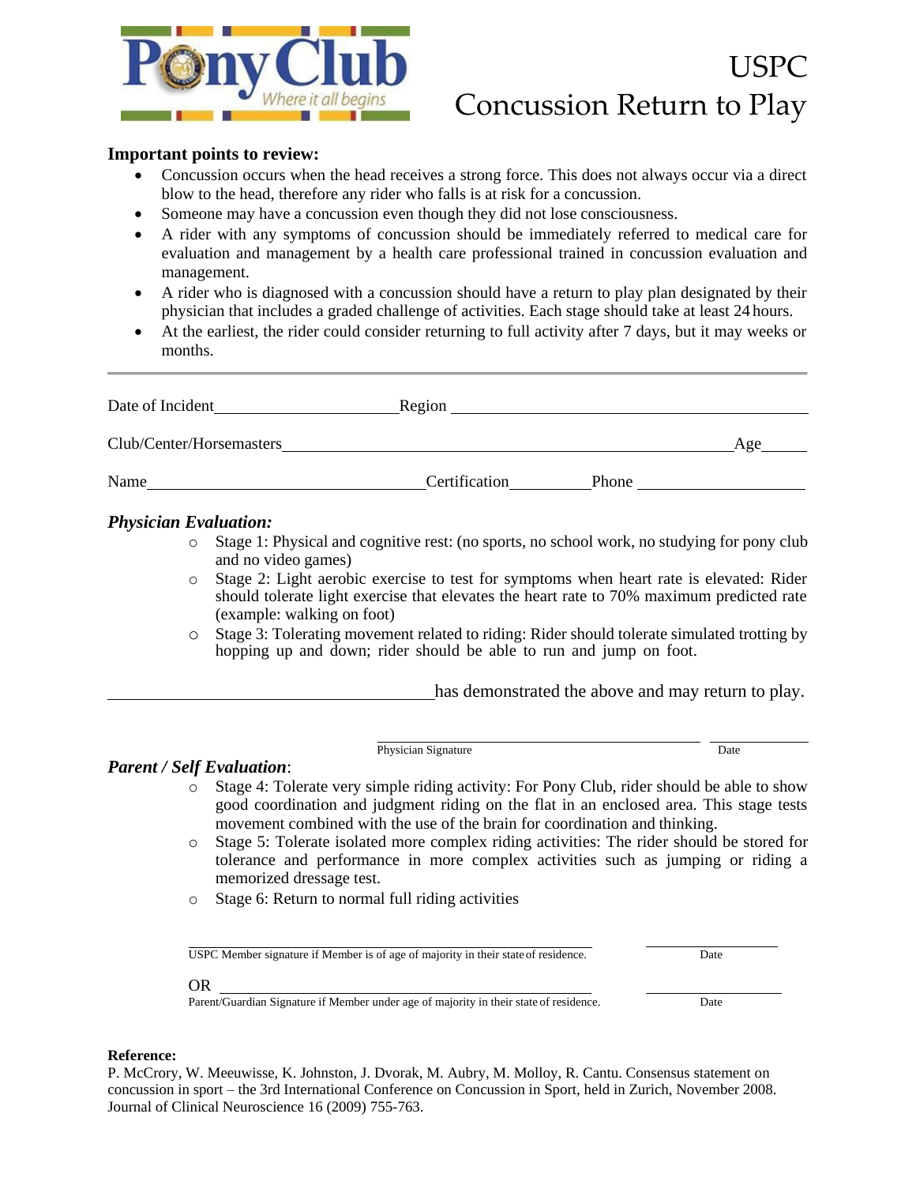# USPC
# Concussion Return to Play

**Important points to review:**

- Concussion occurs when the head receives a strong force. This does not always occur via a direct blow to the head, therefore any rider who falls is at risk for a concussion.
- Someone may have a concussion even though they did not lose consciousness.
- A rider with any symptoms of concussion should be immediately referred to medical care for evaluation and management by a health care professional trained in concussion evaluation and management.
- A rider who is diagnosed with a concussion should have a return to play plan designated by their physician that includes a graded challenge of activities. Each stage should take at least 24 hours.
- At the earliest, the rider could consider returning to full activity after 7 days, but it may weeks or months.

---

Date of Incident\_\_\_\_\_\_\_\_\_\_\_\_\_\_\_\_\_\_\_\_ Region \_\_\_\_\_\_\_\_\_\_\_\_\_\_\_\_\_\_\_\_\_\_\_\_\_\_\_\_\_\_\_\_\_\_\_\_

Club/Center/Horsemasters\_\_\_\_\_\_\_\_\_\_\_\_\_\_\_\_\_\_\_\_\_\_\_\_\_\_\_\_\_\_\_\_\_\_\_\_\_\_\_\_\_\_\_\_\_\_\_\_\_\_ Age\_\_\_\_\_

Name\_\_\_\_\_\_\_\_\_\_\_\_\_\_\_\_\_\_\_\_\_\_\_\_\_\_\_\_\_\_ Certification\_\_\_\_\_\_\_\_ Phone \_\_\_\_\_\_\_\_\_\_\_\_\_\_\_\_\_\_

### *Physician Evaluation:*

- Stage 1: Physical and cognitive rest: (no sports, no school work, no studying for pony club and no video games)
- Stage 2: Light aerobic exercise to test for symptoms when heart rate is elevated: Rider should tolerate light exercise that elevates the heart rate to 70% maximum predicted rate (example: walking on foot)
- Stage 3: Tolerating movement related to riding: Rider should tolerate simulated trotting by hopping up and down; rider should be able to run and jump on foot.

\_\_\_\_\_\_\_\_\_\_\_\_\_\_\_\_\_\_\_\_\_\_\_\_\_\_\_\_\_\_\_\_\_\_\_\_ has demonstrated the above and may return to play.

\_\_\_\_\_\_\_\_\_\_\_\_\_\_\_\_\_\_\_\_\_\_\_\_\_\_\_\_\_\_\_\_\_\_ \_\_\_\_\_\_\_\_\_\_
Physician Signature Date

### *Parent / Self Evaluation*:

- Stage 4: Tolerate very simple riding activity: For Pony Club, rider should be able to show good coordination and judgment riding on the flat in an enclosed area. This stage tests movement combined with the use of the brain for coordination and thinking.
- Stage 5: Tolerate isolated more complex riding activities: The rider should be stored for tolerance and performance in more complex activities such as jumping or riding a memorized dressage test.
- Stage 6: Return to normal full riding activities

\_\_\_\_\_\_\_\_\_\_\_\_\_\_\_\_\_\_\_\_\_\_\_\_\_\_\_\_\_\_\_\_\_\_\_\_\_\_\_\_\_\_ \_\_\_\_\_\_\_\_\_\_\_\_\_\_
USPC Member signature if Member is of age of majority in their state of residence. Date

OR \_\_\_\_\_\_\_\_\_\_\_\_\_\_\_\_\_\_\_\_\_\_\_\_\_\_\_\_\_\_\_\_\_\_\_\_\_\_\_\_ \_\_\_\_\_\_\_\_\_\_\_\_\_\_
Parent/Guardian Signature if Member under age of majority in their state of residence. Date

**Reference:**

P. McCrory, W. Meeuwisse, K. Johnston, J. Dvorak, M. Aubry, M. Molloy, R. Cantu. Consensus statement on concussion in sport – the 3rd International Conference on Concussion in Sport, held in Zurich, November 2008. Journal of Clinical Neuroscience 16 (2009) 755-763.